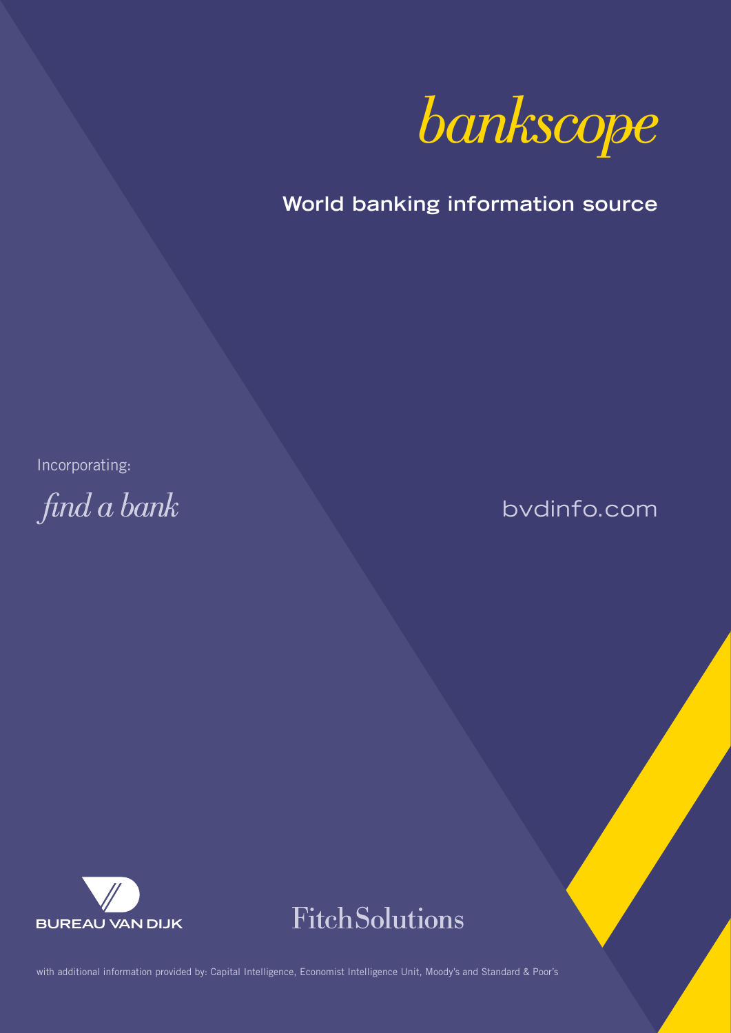# *bankscope*

**World banking information source**

Incorporating:

*find a bank*

bvdinfo.com

BUREAU VAN DIJK

FitchSolutions

with additional information provided by: Capital Intelligence, Economist Intelligence Unit, Moody's and Standard & Poor's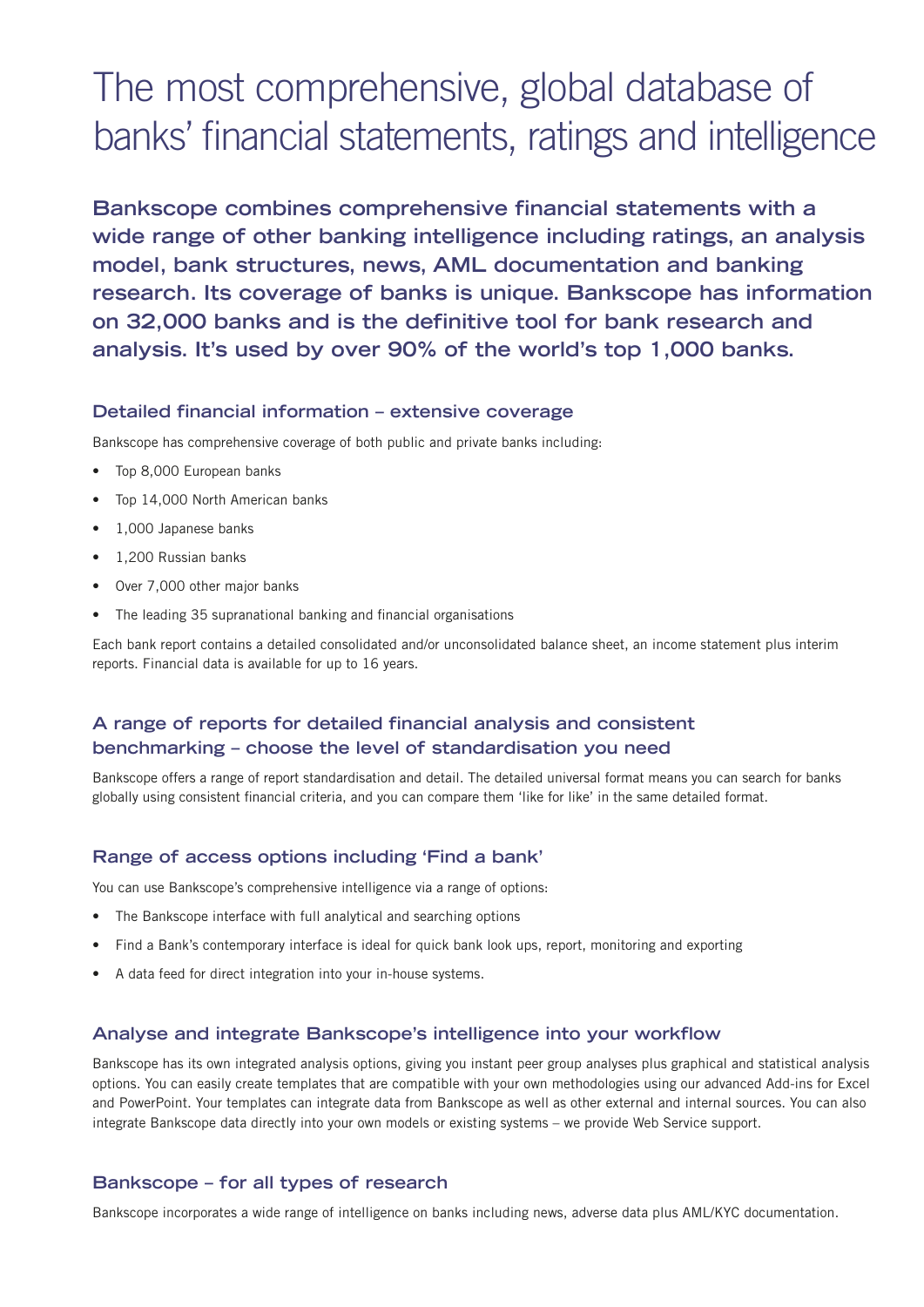# The most comprehensive, global database of banks' financial statements, ratings and intelligence

**Bankscope combines comprehensive financial statements with a wide range of other banking intelligence including ratings, an analysis model, bank structures, news, AML documentation and banking research. Its coverage of banks is unique. Bankscope has information on 32,000 banks and is the definitive tool for bank research and analysis. It's used by over 90% of the world's top 1,000 banks.**

### Detailed financial information – extensive coverage

Bankscope has comprehensive coverage of both public and private banks including:

- Top 8,000 European banks
- Top 14,000 North American banks
- 1,000 Japanese banks
- 1,200 Russian banks
- Over 7,000 other major banks
- The leading 35 supranational banking and financial organisations

Each bank report contains a detailed consolidated and/or unconsolidated balance sheet, an income statement plus interim reports. Financial data is available for up to 16 years.

### A range of reports for detailed financial analysis and consistent benchmarking – choose the level of standardisation you need

Bankscope offers a range of report standardisation and detail. The detailed universal format means you can search for banks globally using consistent financial criteria, and you can compare them 'like for like' in the same detailed format.

### Range of access options including 'Find a bank'

You can use Bankscope's comprehensive intelligence via a range of options:

- The Bankscope interface with full analytical and searching options
- Find a Bank's contemporary interface is ideal for quick bank look ups, report, monitoring and exporting
- A data feed for direct integration into your in-house systems.

### Analyse and integrate Bankscope's intelligence into your workflow

Bankscope has its own integrated analysis options, giving you instant peer group analyses plus graphical and statistical analysis options. You can easily create templates that are compatible with your own methodologies using our advanced Add-ins for Excel and PowerPoint. Your templates can integrate data from Bankscope as well as other external and internal sources. You can also integrate Bankscope data directly into your own models or existing systems – we provide Web Service support.

### Bankscope – for all types of research

Bankscope incorporates a wide range of intelligence on banks including news, adverse data plus AML/KYC documentation.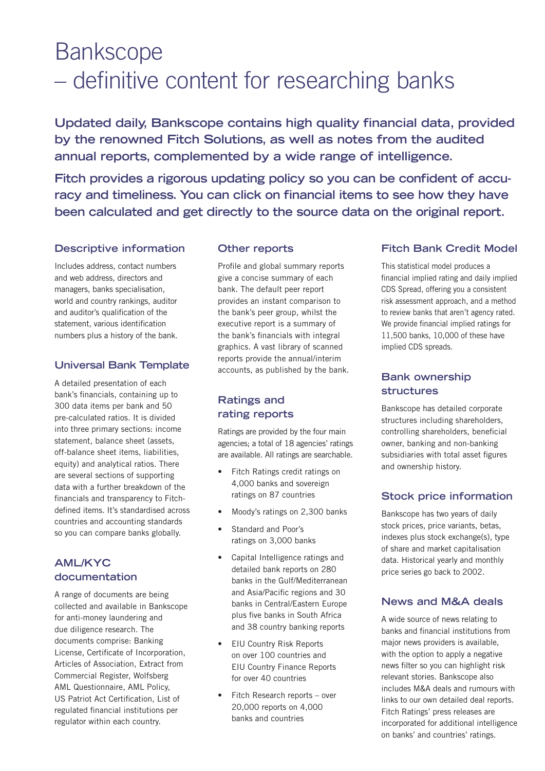# Bankscope – definitive content for researching banks

**Updated daily, Bankscope contains high quality financial data, provided by the renowned Fitch Solutions, as well as notes from the audited annual reports, complemented by a wide range of intelligence.**

**Fitch provides a rigorous updating policy so you can be confident of accuracy and timeliness. You can click on financial items to see how they have been calculated and get directly to the source data on the original report.**

## Descriptive information

Includes address, contact numbers and web address, directors and managers, banks specialisation, world and country rankings, auditor and auditor's qualification of the statement, various identification numbers plus a history of the bank.

## Universal Bank Template

A detailed presentation of each bank's financials, containing up to 300 data items per bank and 50 pre-calculated ratios. It is divided into three primary sections: income statement, balance sheet (assets, off-balance sheet items, liabilities, equity) and analytical ratios. There are several sections of supporting data with a further breakdown of the financials and transparency to Fitch-defined items. It's standardised across countries and accounting standards so you can compare banks globally.

## AML/KYC documentation

A range of documents are being collected and available in Bankscope for anti-money laundering and due diligence research. The documents comprise: Banking License, Certificate of Incorporation, Articles of Association, Extract from Commercial Register, Wolfsberg AML Questionnaire, AML Policy, US Patriot Act Certification, List of regulated financial institutions per regulator within each country.

## Other reports

Profile and global summary reports give a concise summary of each bank. The default peer report provides an instant comparison to the bank's peer group, whilst the executive report is a summary of the bank's financials with integral graphics. A vast library of scanned reports provide the annual/interim accounts, as published by the bank.

## Ratings and rating reports

Ratings are provided by the four main agencies; a total of 18 agencies' ratings are available. All ratings are searchable.

- Fitch Ratings credit ratings on 4,000 banks and sovereign ratings on 87 countries
- Moody's ratings on 2,300 banks
- Standard and Poor's ratings on 3,000 banks
- Capital Intelligence ratings and detailed bank reports on 280 banks in the Gulf/Mediterranean and Asia/Pacific regions and 30 banks in Central/Eastern Europe plus five banks in South Africa and 38 country banking reports
- EIU Country Risk Reports on over 100 countries and EIU Country Finance Reports for over 40 countries
- Fitch Research reports – over 20,000 reports on 4,000 banks and countries

## Fitch Bank Credit Model

This statistical model produces a financial implied rating and daily implied CDS Spread, offering you a consistent risk assessment approach, and a method to review banks that aren't agency rated. We provide financial implied ratings for 11,500 banks, 10,000 of these have implied CDS spreads.

## Bank ownership structures

Bankscope has detailed corporate structures including shareholders, controlling shareholders, beneficial owner, banking and non-banking subsidiaries with total asset figures and ownership history.

## Stock price information

Bankscope has two years of daily stock prices, price variants, betas, indexes plus stock exchange(s), type of share and market capitalisation data. Historical yearly and monthly price series go back to 2002.

## News and M&A deals

A wide source of news relating to banks and financial institutions from major news providers is available, with the option to apply a negative news filter so you can highlight risk relevant stories. Bankscope also includes M&A deals and rumours with links to our own detailed deal reports. Fitch Ratings' press releases are incorporated for additional intelligence on banks' and countries' ratings.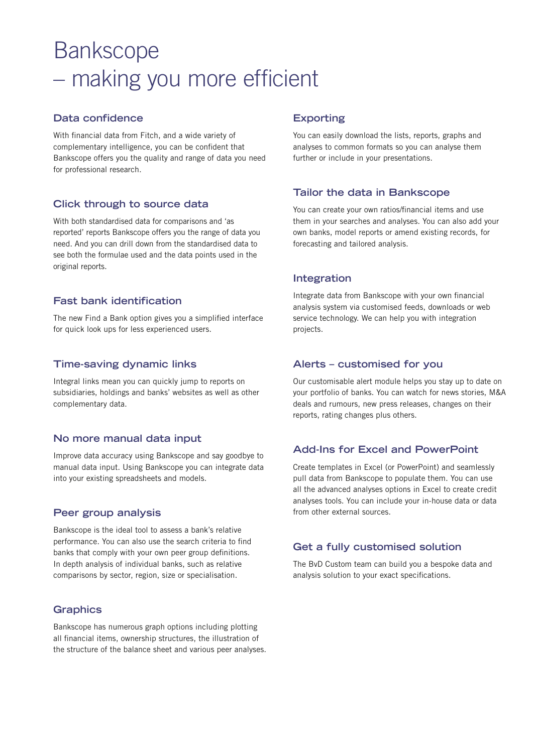# Bankscope – making you more efficient

## Data confidence

With financial data from Fitch, and a wide variety of complementary intelligence, you can be confident that Bankscope offers you the quality and range of data you need for professional research.

## Click through to source data

With both standardised data for comparisons and 'as reported' reports Bankscope offers you the range of data you need. And you can drill down from the standardised data to see both the formulae used and the data points used in the original reports.

## Fast bank identification

The new Find a Bank option gives you a simplified interface for quick look ups for less experienced users.

## Time-saving dynamic links

Integral links mean you can quickly jump to reports on subsidiaries, holdings and banks' websites as well as other complementary data.

## No more manual data input

Improve data accuracy using Bankscope and say goodbye to manual data input. Using Bankscope you can integrate data into your existing spreadsheets and models.

## Peer group analysis

Bankscope is the ideal tool to assess a bank's relative performance. You can also use the search criteria to find banks that comply with your own peer group definitions. In depth analysis of individual banks, such as relative comparisons by sector, region, size or specialisation.

## Graphics

Bankscope has numerous graph options including plotting all financial items, ownership structures, the illustration of the structure of the balance sheet and various peer analyses.

## Exporting

You can easily download the lists, reports, graphs and analyses to common formats so you can analyse them further or include in your presentations.

## Tailor the data in Bankscope

You can create your own ratios/financial items and use them in your searches and analyses. You can also add your own banks, model reports or amend existing records, for forecasting and tailored analysis.

## Integration

Integrate data from Bankscope with your own financial analysis system via customised feeds, downloads or web service technology. We can help you with integration projects.

## Alerts – customised for you

Our customisable alert module helps you stay up to date on your portfolio of banks. You can watch for news stories, M&A deals and rumours, new press releases, changes on their reports, rating changes plus others.

## Add-Ins for Excel and PowerPoint

Create templates in Excel (or PowerPoint) and seamlessly pull data from Bankscope to populate them. You can use all the advanced analyses options in Excel to create credit analyses tools. You can include your in-house data or data from other external sources.

## Get a fully customised solution

The BvD Custom team can build you a bespoke data and analysis solution to your exact specifications.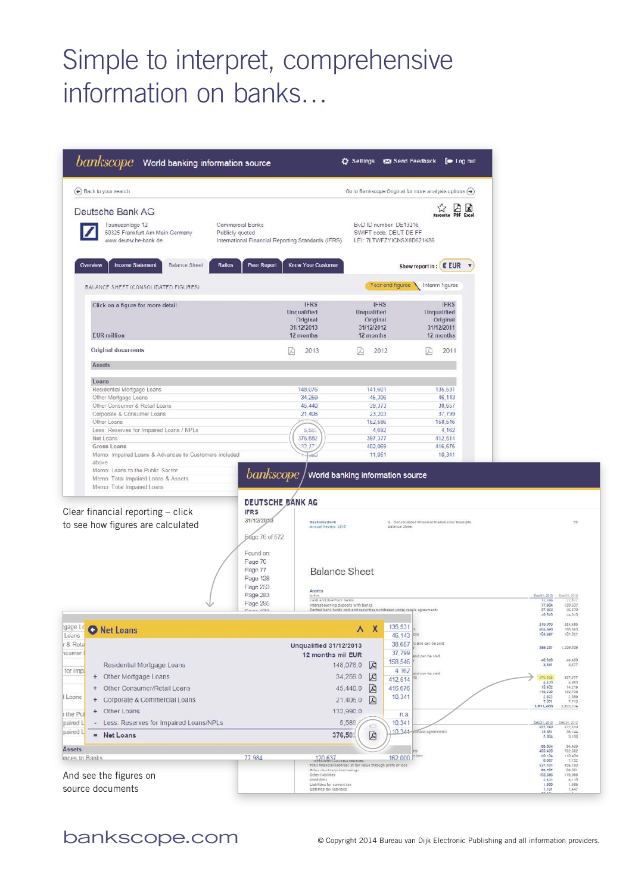# Simple to interpret, comprehensive information on banks…

Clear financial reporting – click to see how figures are calculated

And see the figures on source documents

bankscope.com

© Copyright 2014 Bureau van Dijk Electronic Publishing and all information providers.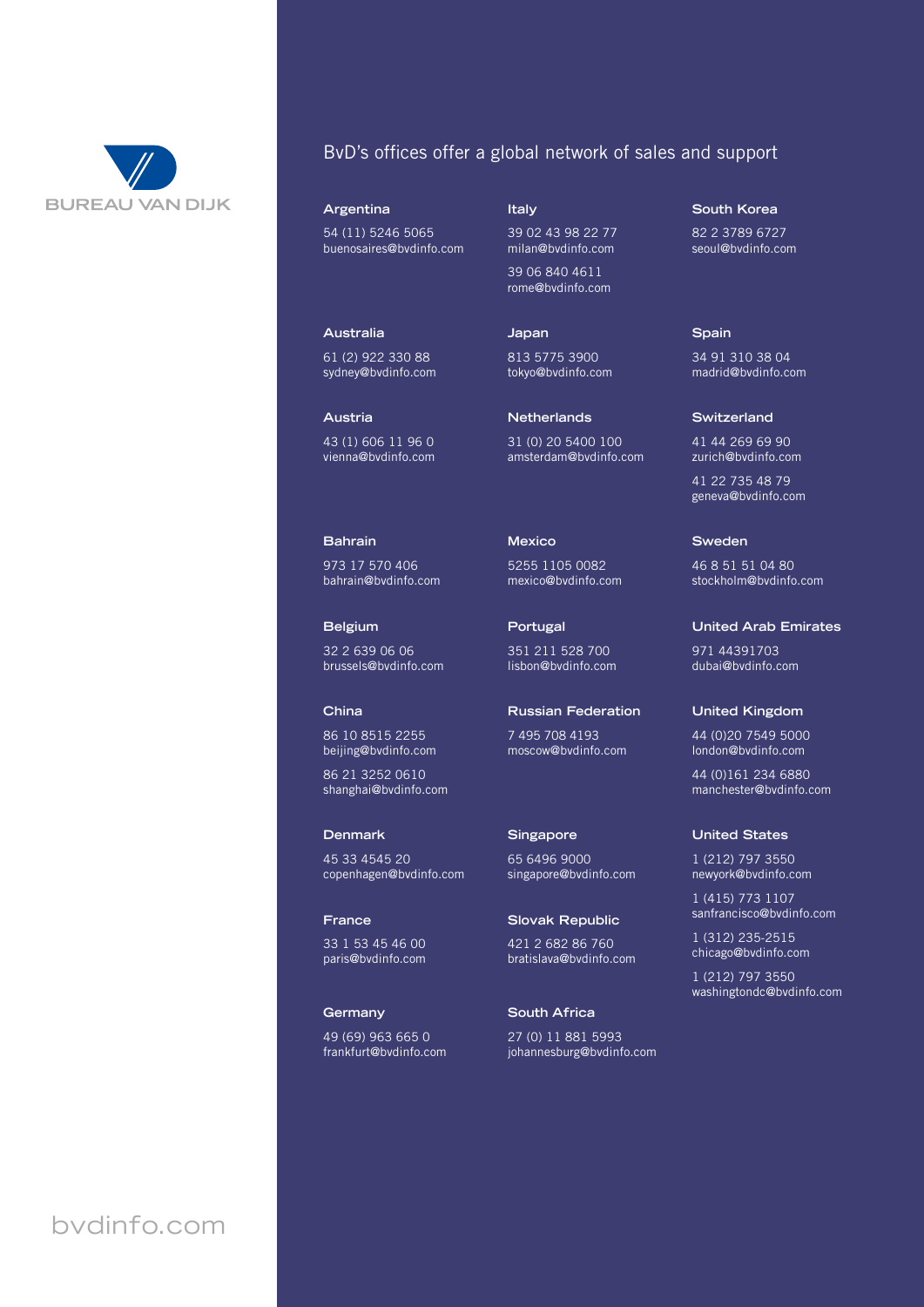BUREAU VAN DIJK

## BvD's offices offer a global network of sales and support

**Argentina**
54 (11) 5246 5065
buenosaires@bvdinfo.com

**Australia**
61 (2) 922 330 88
sydney@bvdinfo.com

**Austria**
43 (1) 606 11 96 0
vienna@bvdinfo.com

**Bahrain**
973 17 570 406
bahrain@bvdinfo.com

**Belgium**
32 2 639 06 06
brussels@bvdinfo.com

**China**
86 10 8515 2255
beijing@bvdinfo.com

86 21 3252 0610
shanghai@bvdinfo.com

**Denmark**
45 33 4545 20
copenhagen@bvdinfo.com

**France**
33 1 53 45 46 00
paris@bvdinfo.com

**Germany**
49 (69) 963 665 0
frankfurt@bvdinfo.com

**Italy**
39 02 43 98 22 77
milan@bvdinfo.com

39 06 840 4611
rome@bvdinfo.com

**Japan**
813 5775 3900
tokyo@bvdinfo.com

**Netherlands**
31 (0) 20 5400 100
amsterdam@bvdinfo.com

**Mexico**
5255 1105 0082
mexico@bvdinfo.com

**Portugal**
351 211 528 700
lisbon@bvdinfo.com

**Russian Federation**
7 495 708 4193
moscow@bvdinfo.com

**Singapore**
65 6496 9000
singapore@bvdinfo.com

**Slovak Republic**
421 2 682 86 760
bratislava@bvdinfo.com

**South Africa**
27 (0) 11 881 5993
johannesburg@bvdinfo.com

**South Korea**
82 2 3789 6727
seoul@bvdinfo.com

**Spain**
34 91 310 38 04
madrid@bvdinfo.com

**Switzerland**
41 44 269 69 90
zurich@bvdinfo.com

41 22 735 48 79
geneva@bvdinfo.com

**Sweden**
46 8 51 51 04 80
stockholm@bvdinfo.com

**United Arab Emirates**
971 44391703
dubai@bvdinfo.com

**United Kingdom**
44 (0)20 7549 5000
london@bvdinfo.com

44 (0)161 234 6880
manchester@bvdinfo.com

**United States**
1 (212) 797 3550
newyork@bvdinfo.com

1 (415) 773 1107
sanfrancisco@bvdinfo.com

1 (312) 235-2515
chicago@bvdinfo.com

1 (212) 797 3550
washingtondc@bvdinfo.com

bvdinfo.com